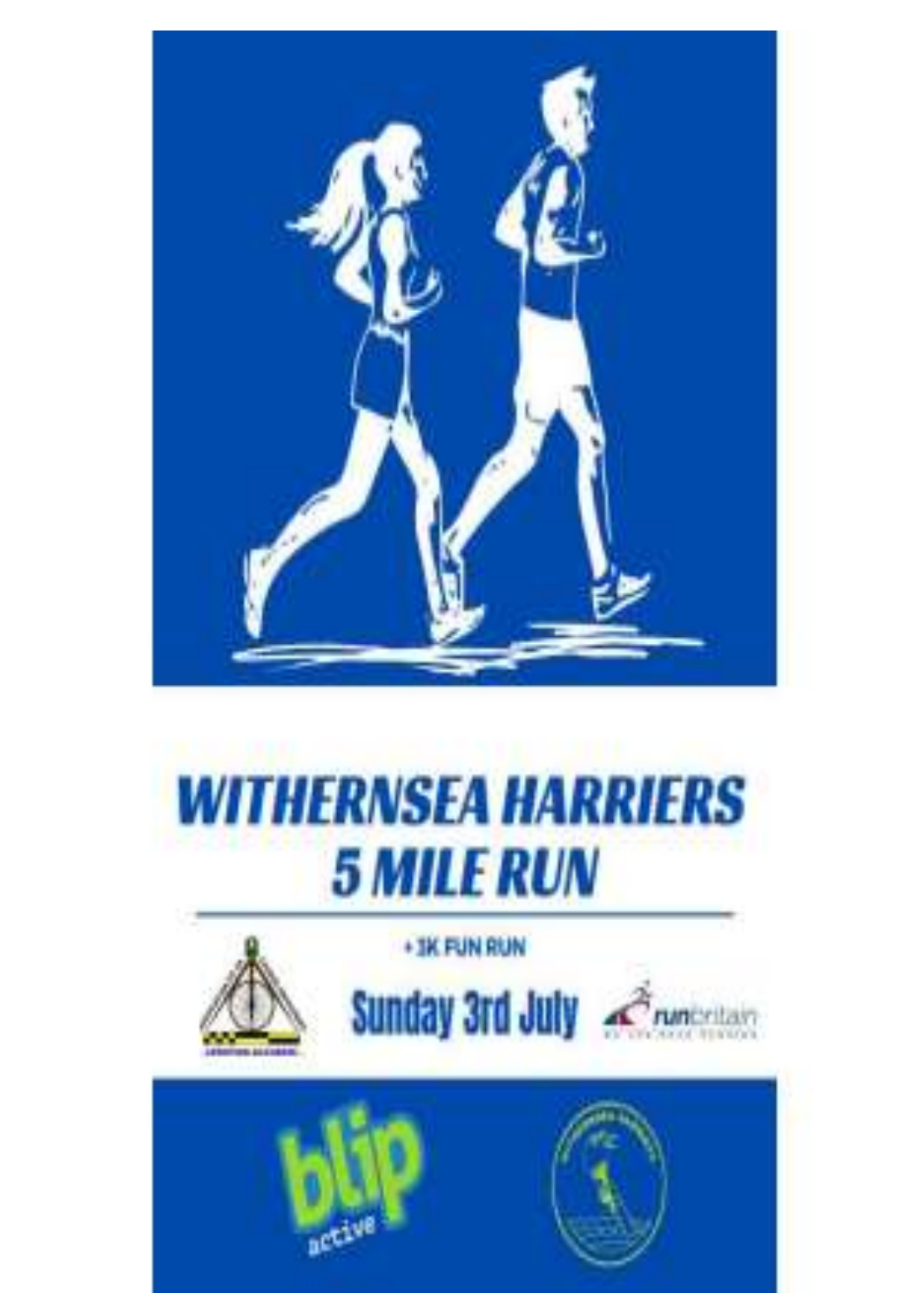# WITHERNSEA HARRIERS 5 MILE RUN

+ 3K FUN RUN

Sunday 3rd July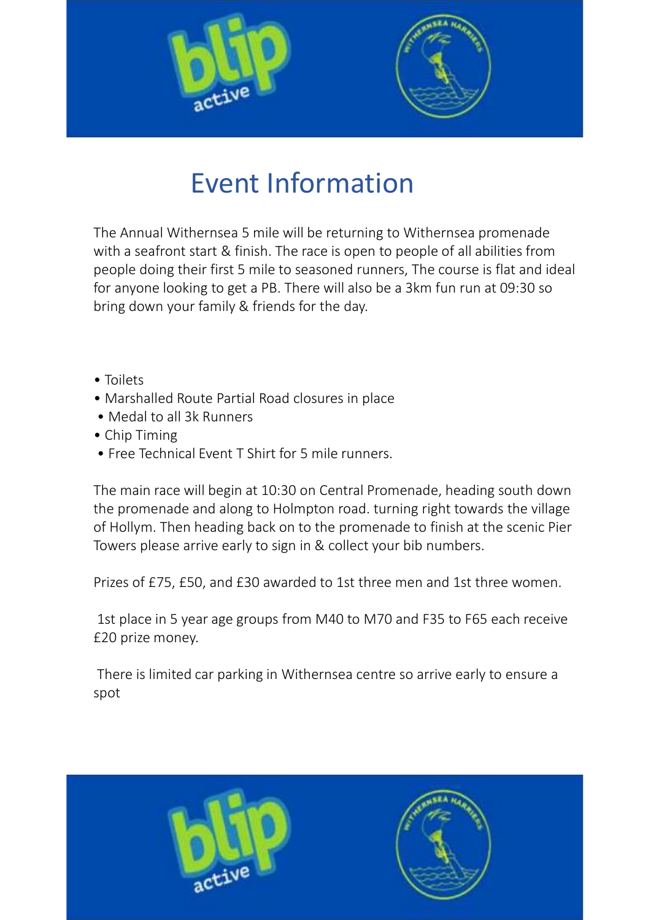# Event Information

The Annual Withernsea 5 mile will be returning to Withernsea promenade with a seafront start & finish. The race is open to people of all abilities from people doing their first 5 mile to seasoned runners, The course is flat and ideal for anyone looking to get a PB. There will also be a 3km fun run at 09:30 so bring down your family & friends for the day.

- Toilets
- Marshalled Route Partial Road closures in place
- Medal to all 3k Runners
- Chip Timing
- Free Technical Event T Shirt for 5 mile runners.

The main race will begin at 10:30 on Central Promenade, heading south down the promenade and along to Holmpton road. turning right towards the village of Hollym. Then heading back on to the promenade to finish at the scenic Pier Towers please arrive early to sign in & collect your bib numbers.

Prizes of £75, £50, and £30 awarded to 1st three men and 1st three women.

1st place in 5 year age groups from M40 to M70 and F35 to F65 each receive £20 prize money.

There is limited car parking in Withernsea centre so arrive early to ensure a spot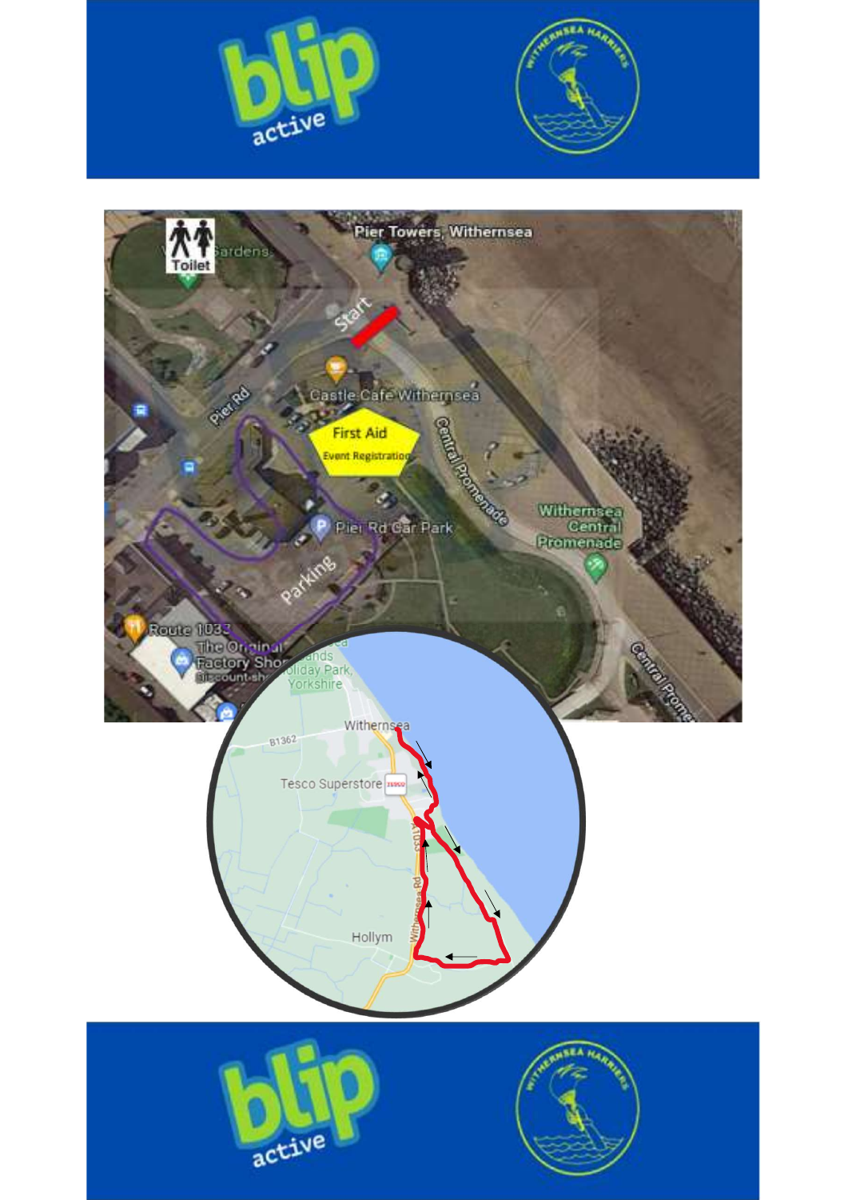blip active

Withernsea Harriers

Toilet

Gardens

Pier Towers, Withernsea

Start

Castle Cafe Withernsea

Pier Rd

First Aid

Event Registration

Central Promenade

Withernsea Central Promenade

Pier Rd Car Park

Parking

Route 1033

The Original Factory Shop

Discount-sh

Sands Holiday Park, Yorkshire

Central Prome

Withernsea

B1362

Tesco Superstore

A1033

Withernsea Rd

Hollym

blip active

Withernsea Harriers